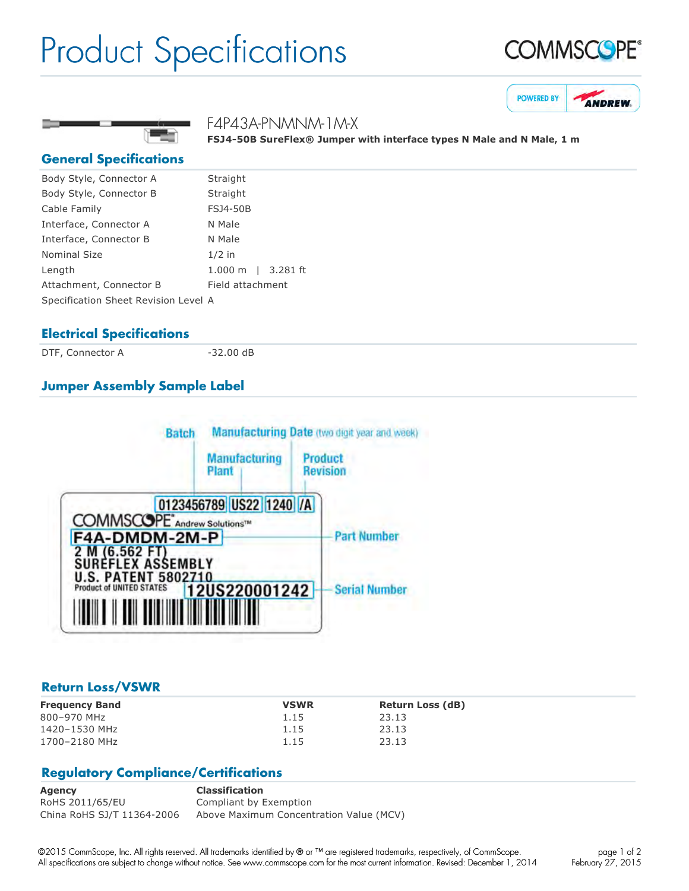# Product Specifications

F4P43A-PNMNM-1M-X

**FSJ4-50B SureFlex® Jumper with interface types N Male and N Male, 1 m**

## General Specifications

| | |
|---|---|
| Body Style, Connector A | Straight |
| Body Style, Connector B | Straight |
| Cable Family | FSJ4-50B |
| Interface, Connector A | N Male |
| Interface, Connector B | N Male |
| Nominal Size | 1/2 in |
| Length | 1.000 m \| 3.281 ft |
| Attachment, Connector B | Field attachment |
| Specification Sheet Revision Level | A |

## Electrical Specifications

| | |
|---|---|
| DTF, Connector A | -32.00 dB |

## Jumper Assembly Sample Label

Batch — Manufacturing Date (two digit year and week) — Manufacturing Plant — Product Revision

0123456789 | US22 | 1240 | /A

COMMSCOPE® Andrew Solutions™

F4A-DMDM-2M-P — Part Number

2 M (6.562 FT)
SUREFLEX ASSEMBLY
U.S. PATENT 5802710
Product of UNITED STATES

12US220001242 — Serial Number

## Return Loss/VSWR

| Frequency Band | VSWR | Return Loss (dB) |
|---|---|---|
| 800–970 MHz | 1.15 | 23.13 |
| 1420–1530 MHz | 1.15 | 23.13 |
| 1700–2180 MHz | 1.15 | 23.13 |

## Regulatory Compliance/Certifications

| Agency | Classification |
|---|---|
| RoHS 2011/65/EU | Compliant by Exemption |
| China RoHS SJ/T 11364-2006 | Above Maximum Concentration Value (MCV) |

©2015 CommScope, Inc. All rights reserved. All trademarks identified by ® or ™ are registered trademarks, respectively, of CommScope. All specifications are subject to change without notice. See www.commscope.com for the most current information. Revised: December 1, 2014

February 27, 2015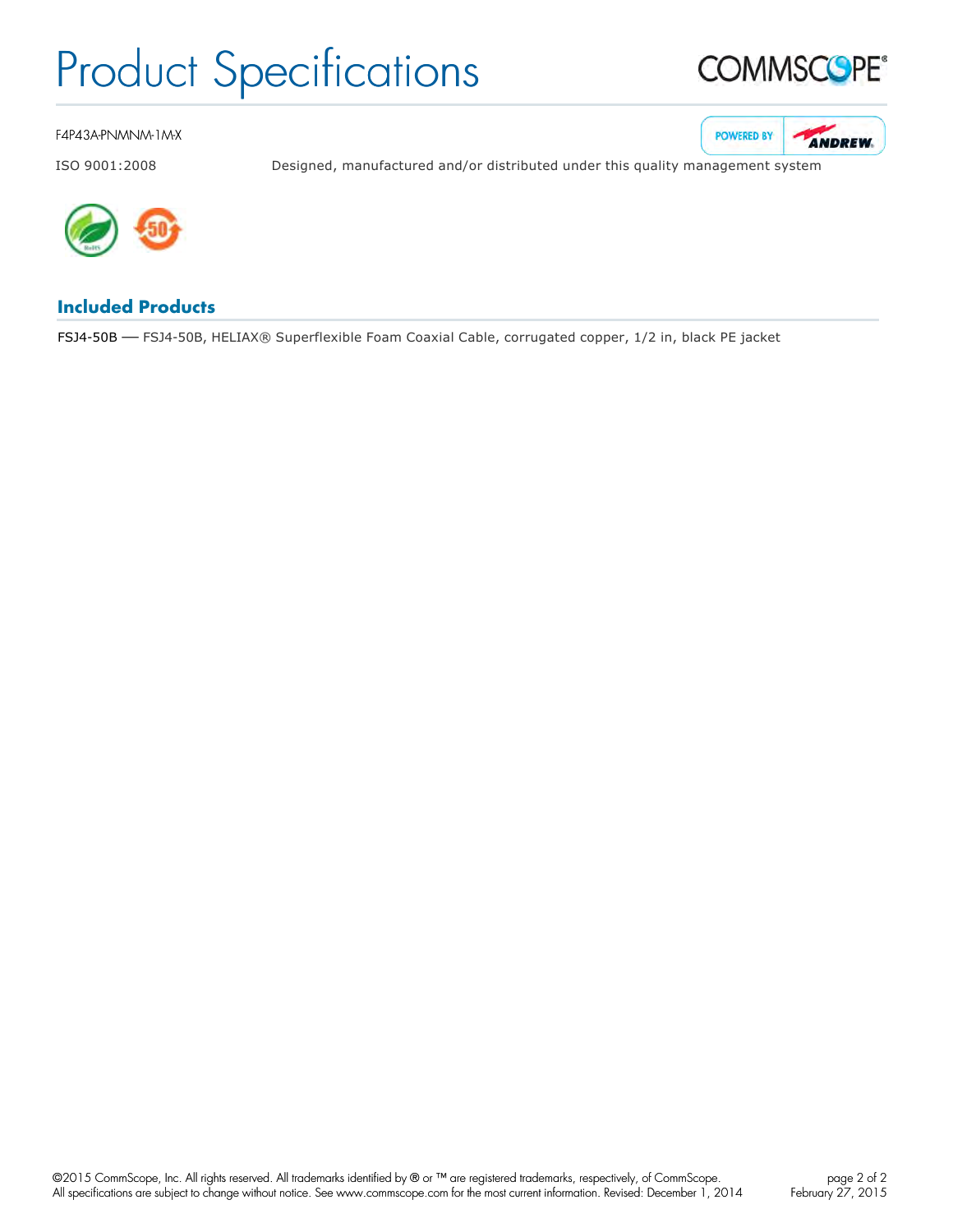# Product Specifications

F4P43A-PNMNM-1M-X

ISO 9001:2008    Designed, manufactured and/or distributed under this quality management system

## Included Products

FSJ4-50B — FSJ4-50B, HELIAX® Superflexible Foam Coaxial Cable, corrugated copper, 1/2 in, black PE jacket